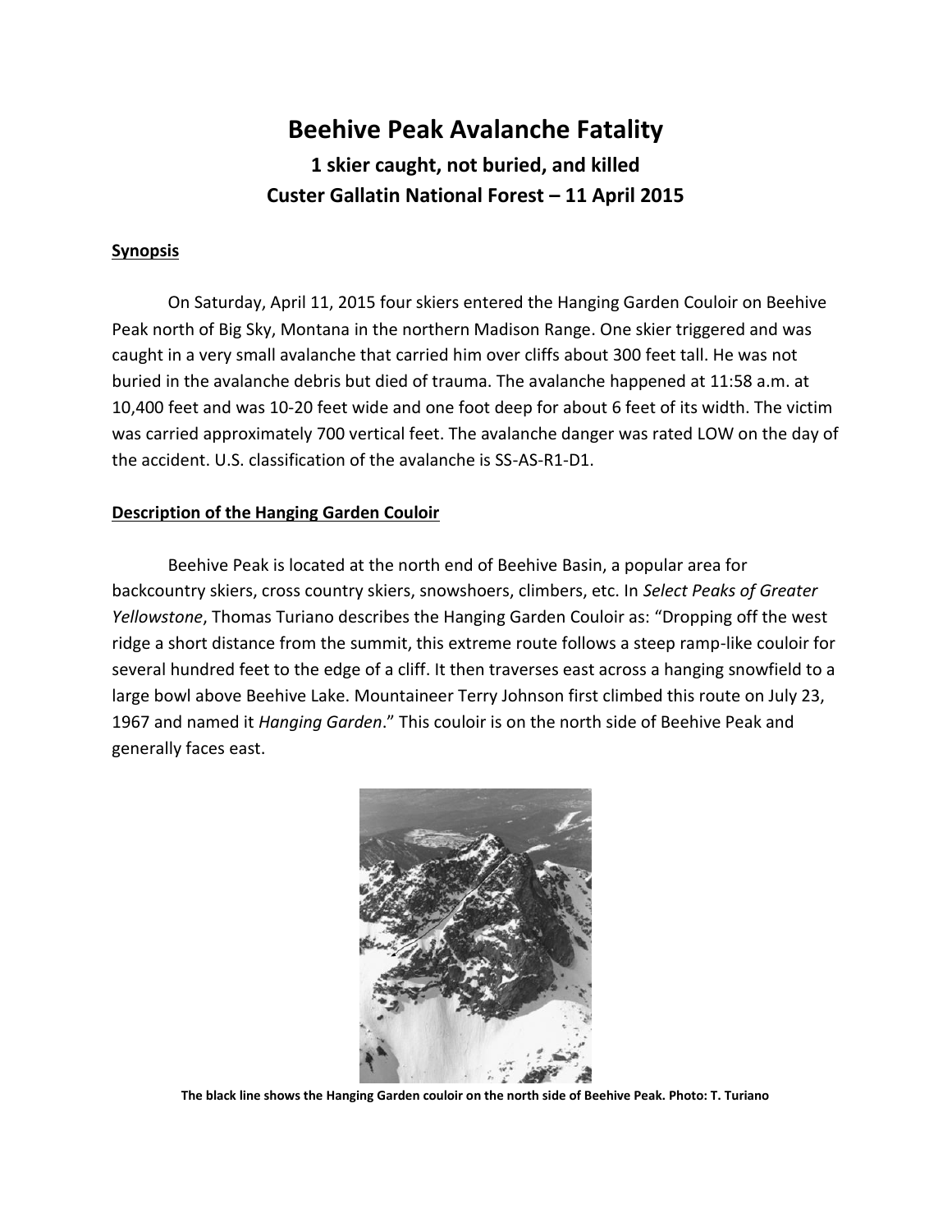# Beehive Peak Avalanche Fatality

## 1 skier caught, not buried, and killed

## Custer Gallatin National Forest – 11 April 2015

**Synopsis**

On Saturday, April 11, 2015 four skiers entered the Hanging Garden Couloir on Beehive Peak north of Big Sky, Montana in the northern Madison Range. One skier triggered and was caught in a very small avalanche that carried him over cliffs about 300 feet tall. He was not buried in the avalanche debris but died of trauma. The avalanche happened at 11:58 a.m. at 10,400 feet and was 10-20 feet wide and one foot deep for about 6 feet of its width. The victim was carried approximately 700 vertical feet. The avalanche danger was rated LOW on the day of the accident. U.S. classification of the avalanche is SS-AS-R1-D1.

**Description of the Hanging Garden Couloir**

Beehive Peak is located at the north end of Beehive Basin, a popular area for backcountry skiers, cross country skiers, snowshoers, climbers, etc. In *Select Peaks of Greater Yellowstone*, Thomas Turiano describes the Hanging Garden Couloir as: "Dropping off the west ridge a short distance from the summit, this extreme route follows a steep ramp-like couloir for several hundred feet to the edge of a cliff. It then traverses east across a hanging snowfield to a large bowl above Beehive Lake. Mountaineer Terry Johnson first climbed this route on July 23, 1967 and named it *Hanging Garden*." This couloir is on the north side of Beehive Peak and generally faces east.

**The black line shows the Hanging Garden couloir on the north side of Beehive Peak. Photo: T. Turiano**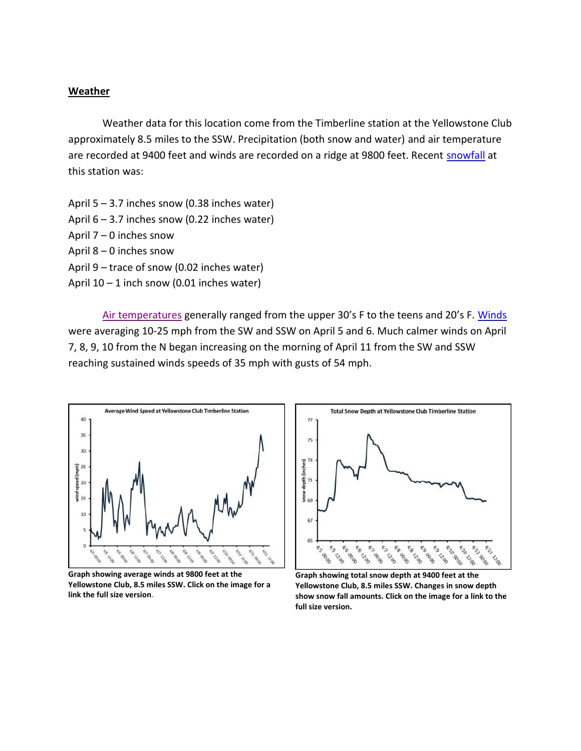## **Weather**

Weather data for this location come from the Timberline station at the Yellowstone Club approximately 8.5 miles to the SSW. Precipitation (both snow and water) and air temperature are recorded at 9400 feet and winds are recorded on a ridge at 9800 feet. Recent snowfall at this station was:

April 5 – 3.7 inches snow (0.38 inches water)
April 6 – 3.7 inches snow (0.22 inches water)
April 7 – 0 inches snow
April 8 – 0 inches snow
April 9 – trace of snow (0.02 inches water)
April 10 – 1 inch snow (0.01 inches water)

Air temperatures generally ranged from the upper 30's F to the teens and 20's F. Winds were averaging 10-25 mph from the SW and SSW on April 5 and 6. Much calmer winds on April 7, 8, 9, 10 from the N began increasing on the morning of April 11 from the SW and SSW reaching sustained winds speeds of 35 mph with gusts of 54 mph.

**Graph showing average winds at 9800 feet at the Yellowstone Club, 8.5 miles SSW. Click on the image for a link the full size version.**

**Graph showing total snow depth at 9400 feet at the Yellowstone Club, 8.5 miles SSW. Changes in snow depth show snow fall amounts. Click on the image for a link to the full size version.**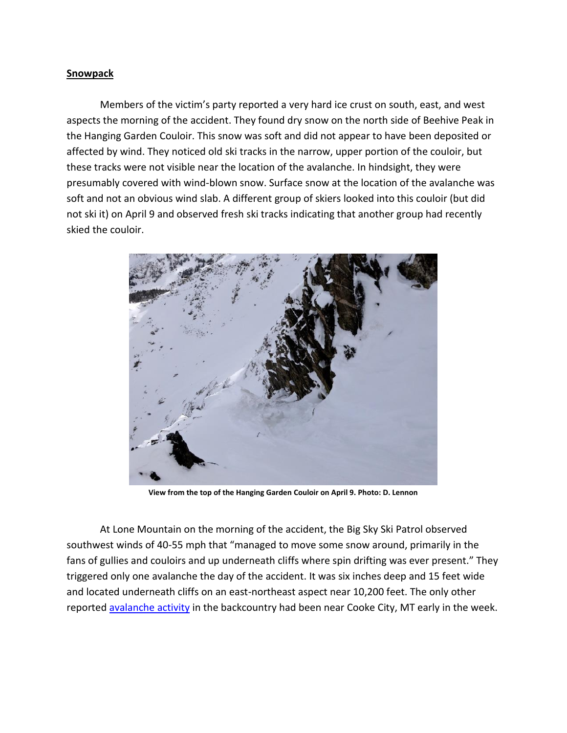**Snowpack**

Members of the victim's party reported a very hard ice crust on south, east, and west aspects the morning of the accident. They found dry snow on the north side of Beehive Peak in the Hanging Garden Couloir. This snow was soft and did not appear to have been deposited or affected by wind. They noticed old ski tracks in the narrow, upper portion of the couloir, but these tracks were not visible near the location of the avalanche. In hindsight, they were presumably covered with wind-blown snow. Surface snow at the location of the avalanche was soft and not an obvious wind slab. A different group of skiers looked into this couloir (but did not ski it) on April 9 and observed fresh ski tracks indicating that another group had recently skied the couloir.

**View from the top of the Hanging Garden Couloir on April 9. Photo: D. Lennon**

At Lone Mountain on the morning of the accident, the Big Sky Ski Patrol observed southwest winds of 40-55 mph that "managed to move some snow around, primarily in the fans of gullies and couloirs and up underneath cliffs where spin drifting was ever present." They triggered only one avalanche the day of the accident. It was six inches deep and 15 feet wide and located underneath cliffs on an east-northeast aspect near 10,200 feet. The only other reported avalanche activity in the backcountry had been near Cooke City, MT early in the week.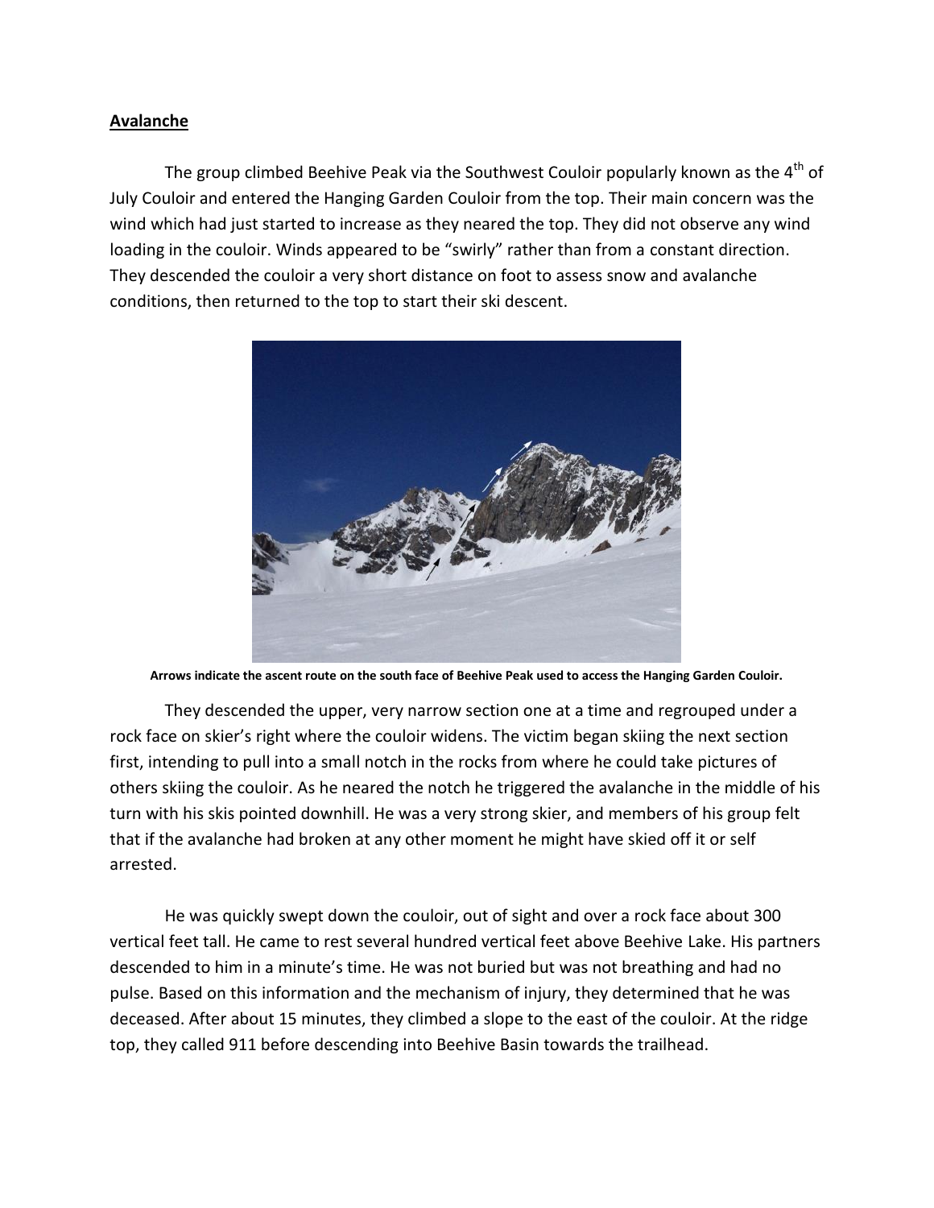**Avalanche**

The group climbed Beehive Peak via the Southwest Couloir popularly known as the 4th of July Couloir and entered the Hanging Garden Couloir from the top. Their main concern was the wind which had just started to increase as they neared the top. They did not observe any wind loading in the couloir. Winds appeared to be "swirly" rather than from a constant direction. They descended the couloir a very short distance on foot to assess snow and avalanche conditions, then returned to the top to start their ski descent.

**Arrows indicate the ascent route on the south face of Beehive Peak used to access the Hanging Garden Couloir.**

They descended the upper, very narrow section one at a time and regrouped under a rock face on skier's right where the couloir widens. The victim began skiing the next section first, intending to pull into a small notch in the rocks from where he could take pictures of others skiing the couloir. As he neared the notch he triggered the avalanche in the middle of his turn with his skis pointed downhill. He was a very strong skier, and members of his group felt that if the avalanche had broken at any other moment he might have skied off it or self arrested.

He was quickly swept down the couloir, out of sight and over a rock face about 300 vertical feet tall. He came to rest several hundred vertical feet above Beehive Lake. His partners descended to him in a minute's time. He was not buried but was not breathing and had no pulse. Based on this information and the mechanism of injury, they determined that he was deceased. After about 15 minutes, they climbed a slope to the east of the couloir. At the ridge top, they called 911 before descending into Beehive Basin towards the trailhead.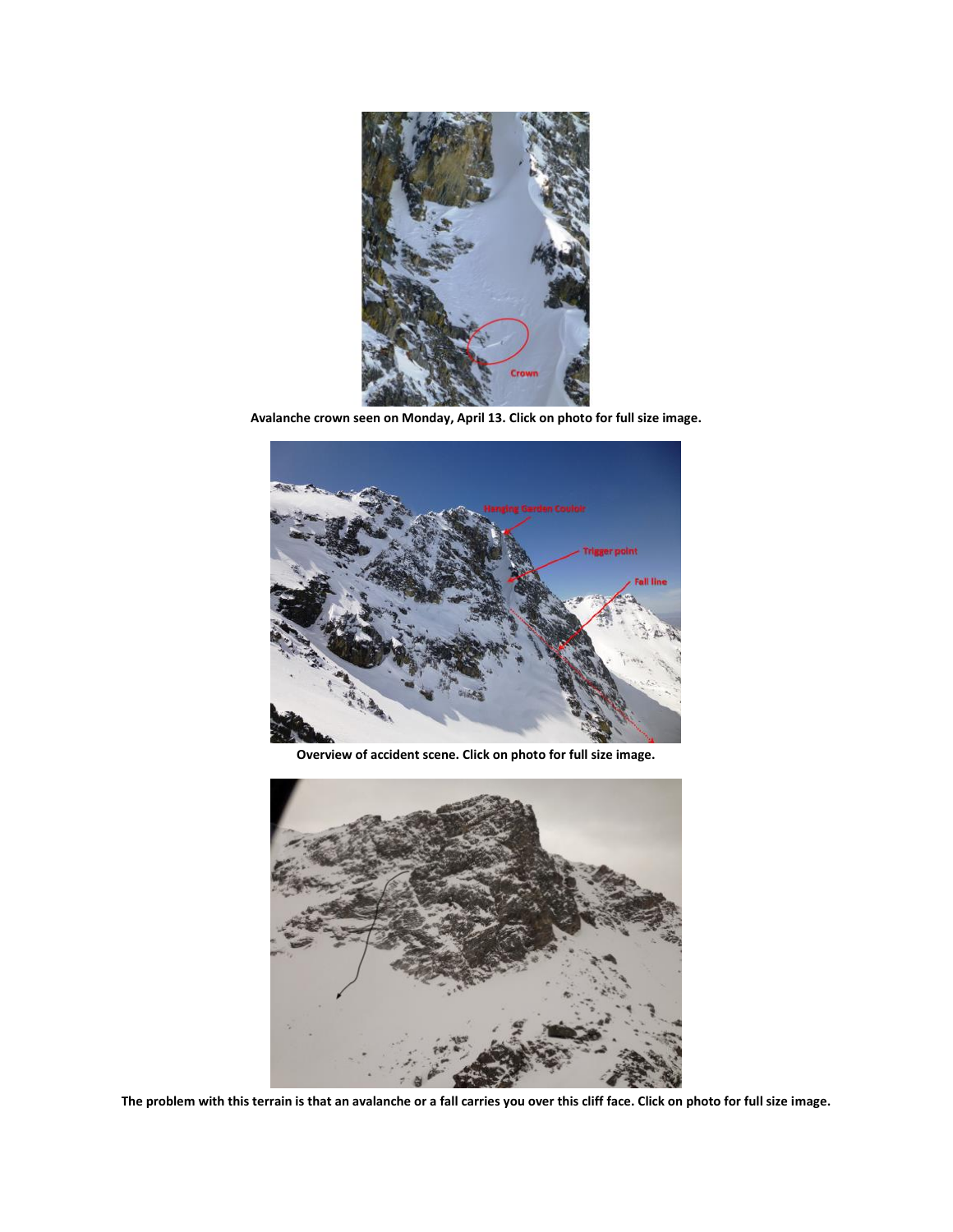Avalanche crown seen on Monday, April 13. Click on photo for full size image.

Overview of accident scene. Click on photo for full size image.

The problem with this terrain is that an avalanche or a fall carries you over this cliff face. Click on photo for full size image.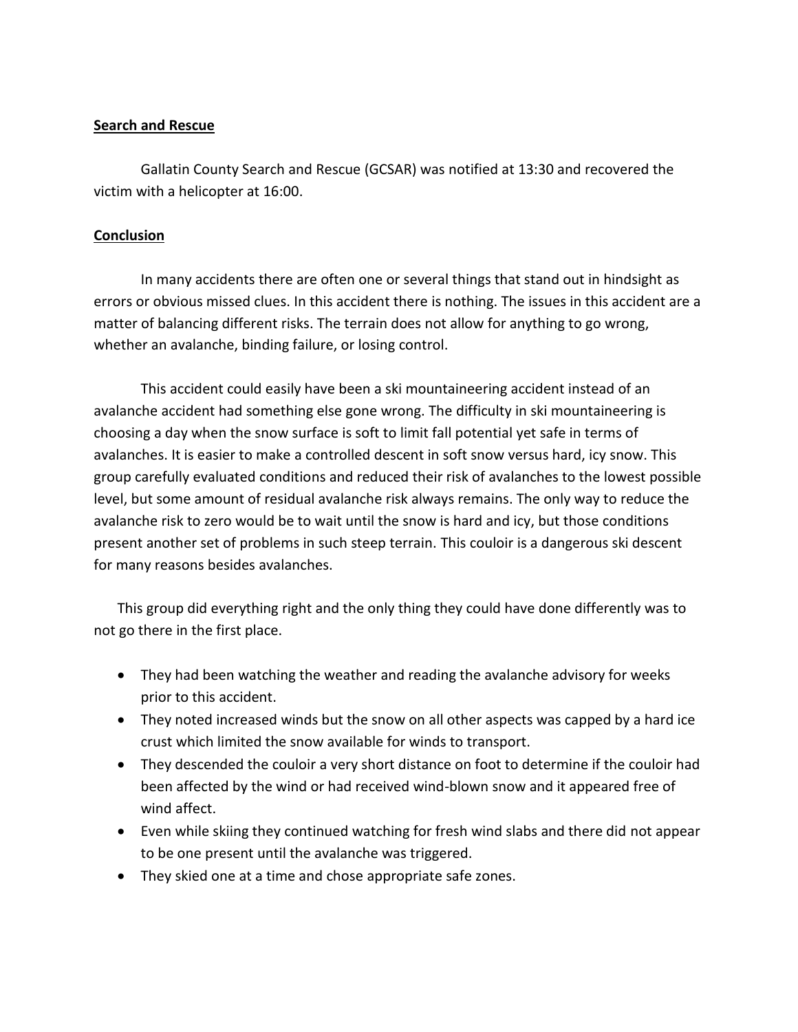## Search and Rescue

Gallatin County Search and Rescue (GCSAR) was notified at 13:30 and recovered the victim with a helicopter at 16:00.

## Conclusion

In many accidents there are often one or several things that stand out in hindsight as errors or obvious missed clues. In this accident there is nothing. The issues in this accident are a matter of balancing different risks. The terrain does not allow for anything to go wrong, whether an avalanche, binding failure, or losing control.

This accident could easily have been a ski mountaineering accident instead of an avalanche accident had something else gone wrong. The difficulty in ski mountaineering is choosing a day when the snow surface is soft to limit fall potential yet safe in terms of avalanches. It is easier to make a controlled descent in soft snow versus hard, icy snow. This group carefully evaluated conditions and reduced their risk of avalanches to the lowest possible level, but some amount of residual avalanche risk always remains. The only way to reduce the avalanche risk to zero would be to wait until the snow is hard and icy, but those conditions present another set of problems in such steep terrain. This couloir is a dangerous ski descent for many reasons besides avalanches.

This group did everything right and the only thing they could have done differently was to not go there in the first place.

- They had been watching the weather and reading the avalanche advisory for weeks prior to this accident.
- They noted increased winds but the snow on all other aspects was capped by a hard ice crust which limited the snow available for winds to transport.
- They descended the couloir a very short distance on foot to determine if the couloir had been affected by the wind or had received wind-blown snow and it appeared free of wind affect.
- Even while skiing they continued watching for fresh wind slabs and there did not appear to be one present until the avalanche was triggered.
- They skied one at a time and chose appropriate safe zones.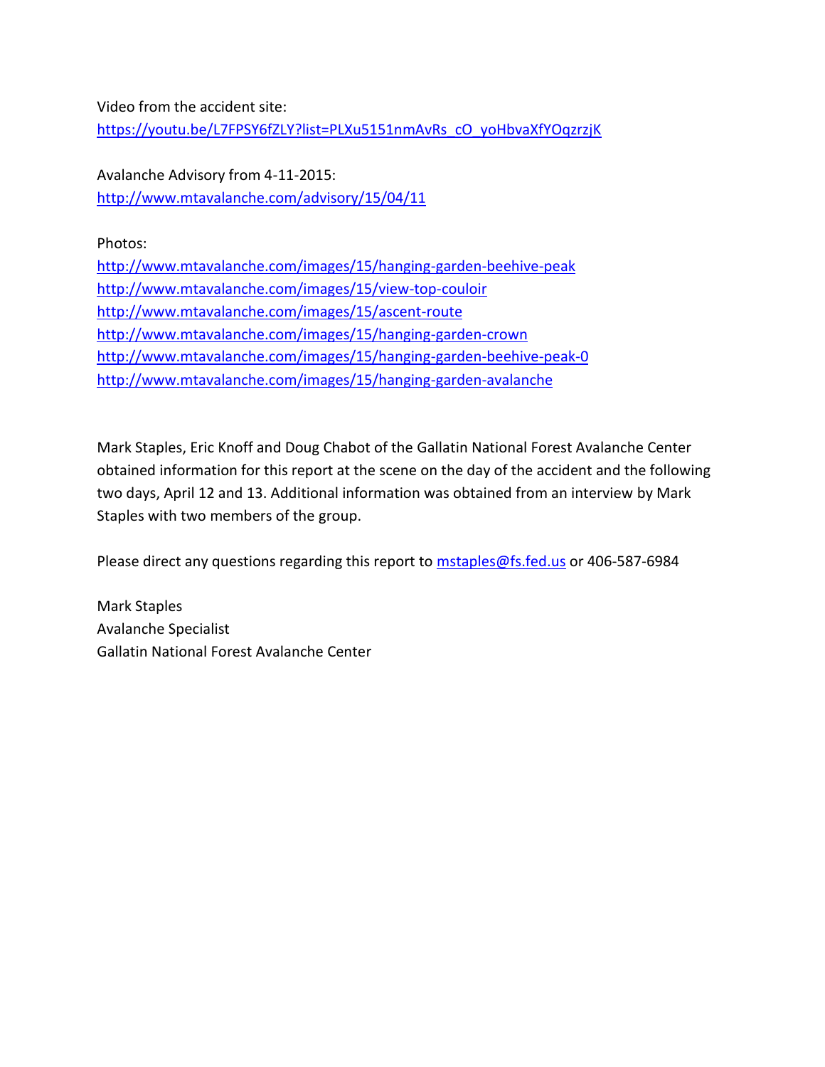Video from the accident site:
https://youtu.be/L7FPSY6fZLY?list=PLXu5151nmAvRs_cO_yoHbvaXfYOqzrzjK

Avalanche Advisory from 4-11-2015:
http://www.mtavalanche.com/advisory/15/04/11

Photos:
http://www.mtavalanche.com/images/15/hanging-garden-beehive-peak
http://www.mtavalanche.com/images/15/view-top-couloir
http://www.mtavalanche.com/images/15/ascent-route
http://www.mtavalanche.com/images/15/hanging-garden-crown
http://www.mtavalanche.com/images/15/hanging-garden-beehive-peak-0
http://www.mtavalanche.com/images/15/hanging-garden-avalanche

Mark Staples, Eric Knoff and Doug Chabot of the Gallatin National Forest Avalanche Center obtained information for this report at the scene on the day of the accident and the following two days, April 12 and 13. Additional information was obtained from an interview by Mark Staples with two members of the group.

Please direct any questions regarding this report to mstaples@fs.fed.us or 406-587-6984

Mark Staples
Avalanche Specialist
Gallatin National Forest Avalanche Center